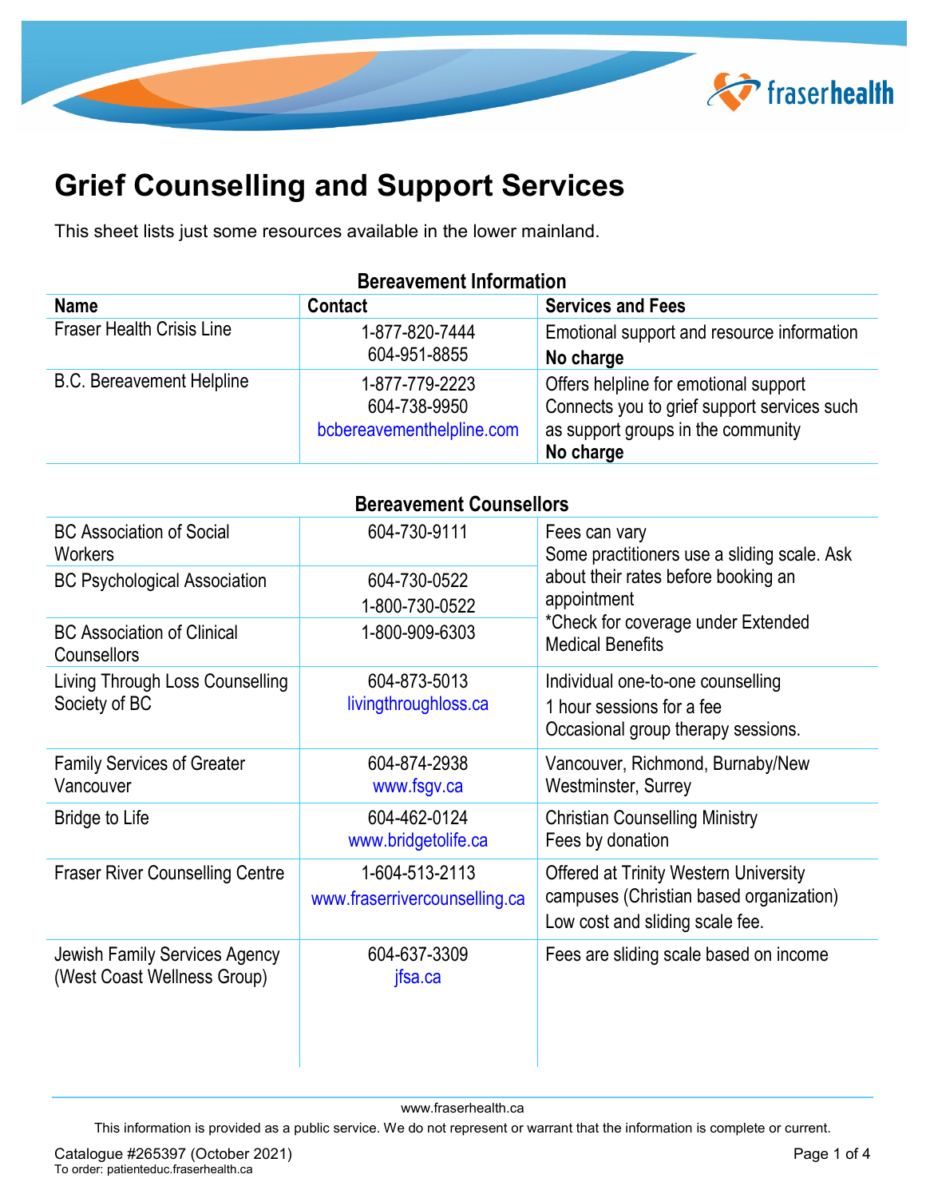# Grief Counselling and Support Services

This sheet lists just some resources available in the lower mainland.

**Bereavement Information**

| Name | Contact | Services and Fees |
| --- | --- | --- |
| Fraser Health Crisis Line | 1-877-820-7444<br>604-951-8855 | Emotional support and resource information<br>**No charge** |
| B.C. Bereavement Helpline | 1-877-779-2223<br>604-738-9950<br>bcbereavementhelpline.com | Offers helpline for emotional support<br>Connects you to grief support services such as support groups in the community<br>**No charge** |

**Bereavement Counsellors**

| Name | Contact | Services and Fees |
| --- | --- | --- |
| BC Association of Social Workers | 604-730-9111 | Fees can vary<br>Some practitioners use a sliding scale. Ask about their rates before booking an appointment<br>*Check for coverage under Extended Medical Benefits |
| BC Psychological Association | 604-730-0522<br>1-800-730-0522 | |
| BC Association of Clinical Counsellors | 1-800-909-6303 | |
| Living Through Loss Counselling Society of BC | 604-873-5013<br>livingthroughloss.ca | Individual one-to-one counselling<br>1 hour sessions for a fee<br>Occasional group therapy sessions. |
| Family Services of Greater Vancouver | 604-874-2938<br>www.fsgv.ca | Vancouver, Richmond, Burnaby/New Westminster, Surrey |
| Bridge to Life | 604-462-0124<br>www.bridgetolife.ca | Christian Counselling Ministry<br>Fees by donation |
| Fraser River Counselling Centre | 1-604-513-2113<br>www.fraserrivercounselling.ca | Offered at Trinity Western University campuses (Christian based organization)<br>Low cost and sliding scale fee. |
| Jewish Family Services Agency (West Coast Wellness Group) | 604-637-3309<br>jfsa.ca | Fees are sliding scale based on income |

www.fraserhealth.ca

This information is provided as a public service. We do not represent or warrant that the information is complete or current.

Catalogue #265397 (October 2021)
To order: patienteduc.fraserhealth.ca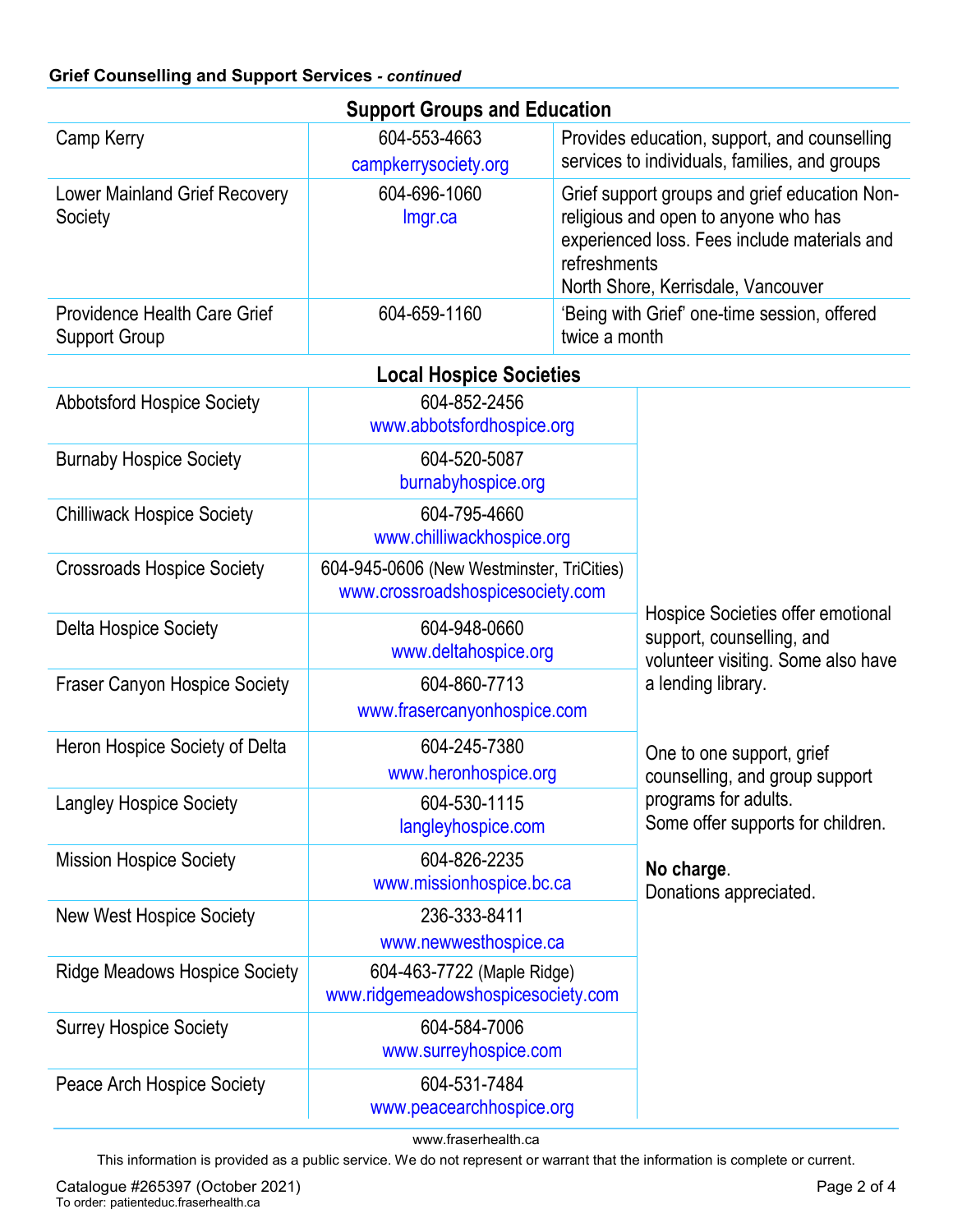**Grief Counselling and Support Services** - ***continued***

## Support Groups and Education

| | | |
|---|---|---|
| Camp Kerry | 604-553-4663<br>campkerrysociety.org | Provides education, support, and counselling services to individuals, families, and groups |
| Lower Mainland Grief Recovery Society | 604-696-1060<br>lmgr.ca | Grief support groups and grief education Non-religious and open to anyone who has experienced loss. Fees include materials and refreshments<br>North Shore, Kerrisdale, Vancouver |
| Providence Health Care Grief Support Group | 604-659-1160 | 'Being with Grief' one-time session, offered twice a month |

## Local Hospice Societies

| | | |
|---|---|---|
| Abbotsford Hospice Society | 604-852-2456<br>www.abbotsfordhospice.org | Hospice Societies offer emotional support, counselling, and volunteer visiting. Some also have a lending library.<br><br>One to one support, grief counselling, and group support programs for adults.<br>Some offer supports for children.<br><br>**No charge**.<br>Donations appreciated. |
| Burnaby Hospice Society | 604-520-5087<br>burnabyhospice.org | |
| Chilliwack Hospice Society | 604-795-4660<br>www.chilliwackhospice.org | |
| Crossroads Hospice Society | 604-945-0606 (New Westminster, TriCities)<br>www.crossroadshospicesociety.com | |
| Delta Hospice Society | 604-948-0660<br>www.deltahospice.org | |
| Fraser Canyon Hospice Society | 604-860-7713<br>www.frasercanyonhospice.com | |
| Heron Hospice Society of Delta | 604-245-7380<br>www.heronhospice.org | |
| Langley Hospice Society | 604-530-1115<br>langleyhospice.com | |
| Mission Hospice Society | 604-826-2235<br>www.missionhospice.bc.ca | |
| New West Hospice Society | 236-333-8411<br>www.newwesthospice.ca | |
| Ridge Meadows Hospice Society | 604-463-7722 (Maple Ridge)<br>www.ridgemeadowshospicesociety.com | |
| Surrey Hospice Society | 604-584-7006<br>www.surreyhospice.com | |
| Peace Arch Hospice Society | 604-531-7484<br>www.peacearchhospice.org | |

www.fraserhealth.ca

This information is provided as a public service. We do not represent or warrant that the information is complete or current.

Catalogue #265397 (October 2021)
To order: patienteduc.fraserhealth.ca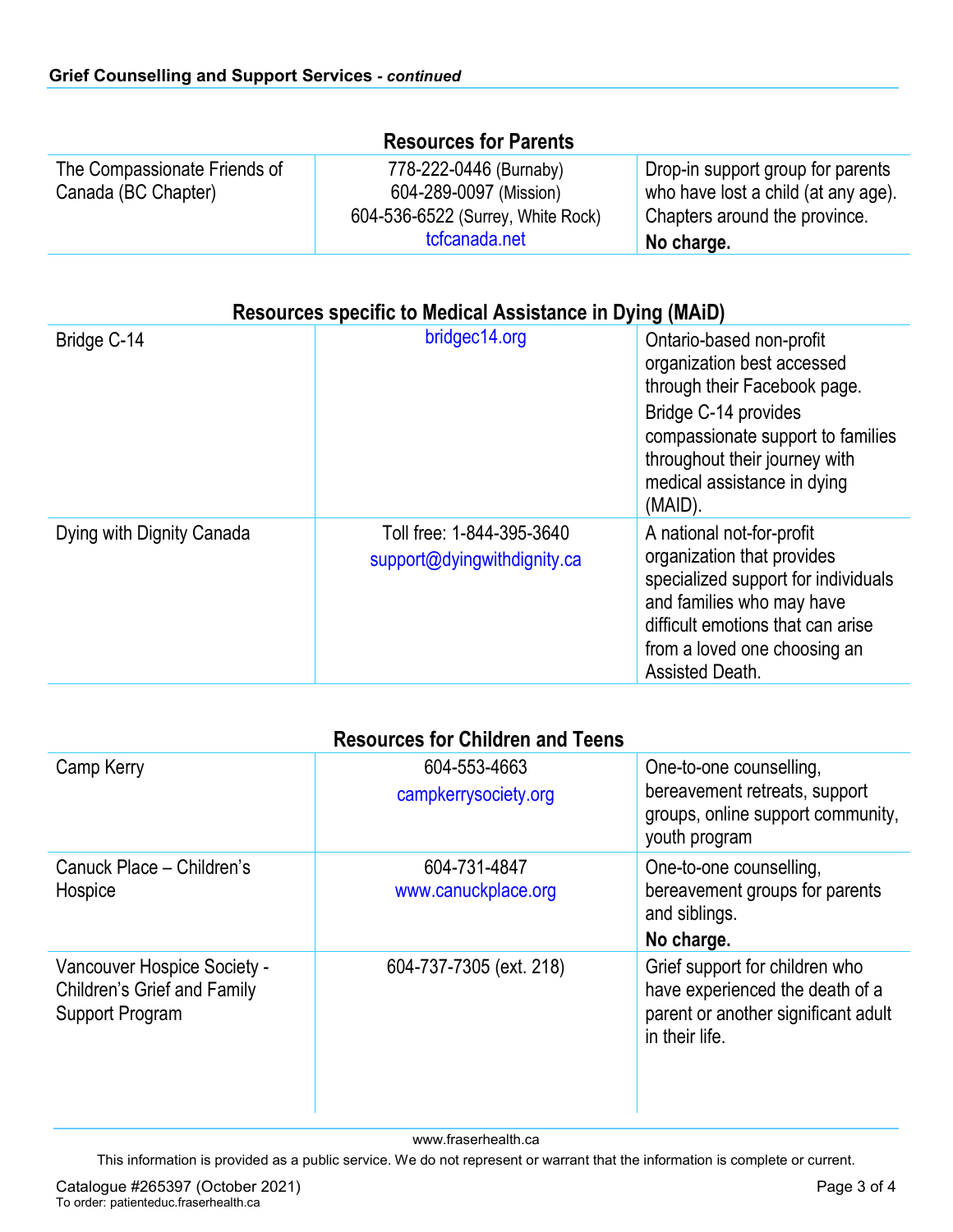## Grief Counselling and Support Services - *continued*

### Resources for Parents

| | | |
|---|---|---|
| The Compassionate Friends of Canada (BC Chapter) | 778-222-0446 (Burnaby)<br>604-289-0097 (Mission)<br>604-536-6522 (Surrey, White Rock)<br>tcfcanada.net | Drop-in support group for parents who have lost a child (at any age). Chapters around the province.<br>**No charge.** |

### Resources specific to Medical Assistance in Dying (MAiD)

| | | |
|---|---|---|
| Bridge C-14 | bridgec14.org | Ontario-based non-profit organization best accessed through their Facebook page.<br>Bridge C-14 provides compassionate support to families throughout their journey with medical assistance in dying (MAID). |
| Dying with Dignity Canada | Toll free: 1-844-395-3640<br>support@dyingwithdignity.ca | A national not-for-profit organization that provides specialized support for individuals and families who may have difficult emotions that can arise from a loved one choosing an Assisted Death. |

### Resources for Children and Teens

| | | |
|---|---|---|
| Camp Kerry | 604-553-4663<br>campkerrysociety.org | One-to-one counselling, bereavement retreats, support groups, online support community, youth program |
| Canuck Place – Children's Hospice | 604-731-4847<br>www.canuckplace.org | One-to-one counselling, bereavement groups for parents and siblings.<br>**No charge.** |
| Vancouver Hospice Society - Children's Grief and Family Support Program | 604-737-7305 (ext. 218) | Grief support for children who have experienced the death of a parent or another significant adult in their life. |

www.fraserhealth.ca

This information is provided as a public service. We do not represent or warrant that the information is complete or current.

Catalogue #265397 (October 2021)
To order: patienteduc.fraserhealth.ca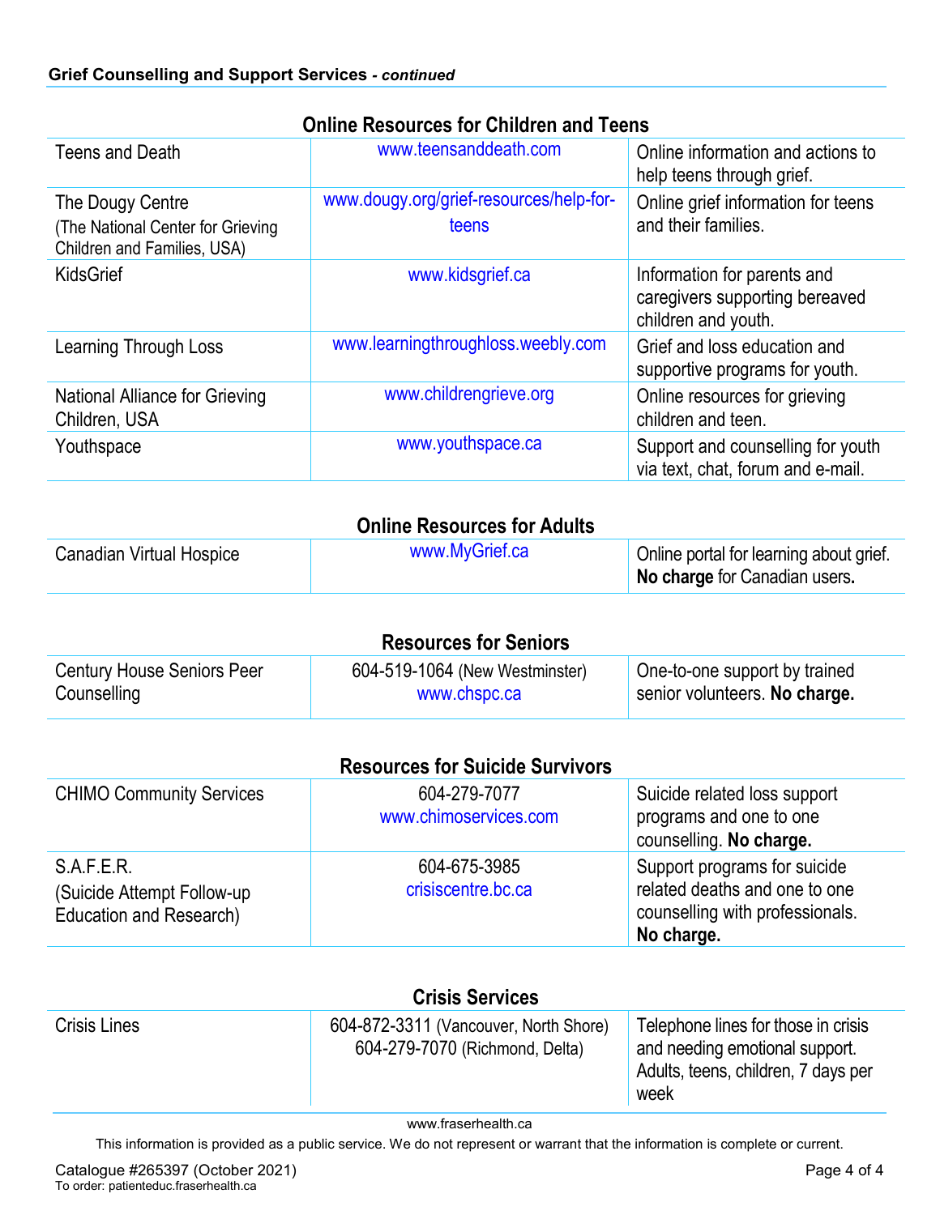**Grief Counselling and Support Services** *- continued*

## Online Resources for Children and Teens

| | | |
|---|---|---|
| Teens and Death | www.teensanddeath.com | Online information and actions to help teens through grief. |
| The Dougy Centre (The National Center for Grieving Children and Families, USA) | www.dougy.org/grief-resources/help-for-teens | Online grief information for teens and their families. |
| KidsGrief | www.kidsgrief.ca | Information for parents and caregivers supporting bereaved children and youth. |
| Learning Through Loss | www.learningthroughloss.weebly.com | Grief and loss education and supportive programs for youth. |
| National Alliance for Grieving Children, USA | www.childrengrieve.org | Online resources for grieving children and teen. |
| Youthspace | www.youthspace.ca | Support and counselling for youth via text, chat, forum and e-mail. |

## Online Resources for Adults

| | | |
|---|---|---|
| Canadian Virtual Hospice | www.MyGrief.ca | Online portal for learning about grief. **No charge** for Canadian users**.** |

## Resources for Seniors

| | | |
|---|---|---|
| Century House Seniors Peer Counselling | 604-519-1064 (New Westminster) www.chspc.ca | One-to-one support by trained senior volunteers. **No charge.** |

## Resources for Suicide Survivors

| | | |
|---|---|---|
| CHIMO Community Services | 604-279-7077 www.chimoservices.com | Suicide related loss support programs and one to one counselling. **No charge.** |
| S.A.F.E.R. (Suicide Attempt Follow-up Education and Research) | 604-675-3985 crisiscentre.bc.ca | Support programs for suicide related deaths and one to one counselling with professionals. **No charge.** |

## Crisis Services

| | | |
|---|---|---|
| Crisis Lines | 604-872-3311 (Vancouver, North Shore) 604-279-7070 (Richmond, Delta) | Telephone lines for those in crisis and needing emotional support. Adults, teens, children, 7 days per week |

www.fraserhealth.ca

This information is provided as a public service. We do not represent or warrant that the information is complete or current.

Catalogue #265397 (October 2021)
To order: patienteduc.fraserhealth.ca